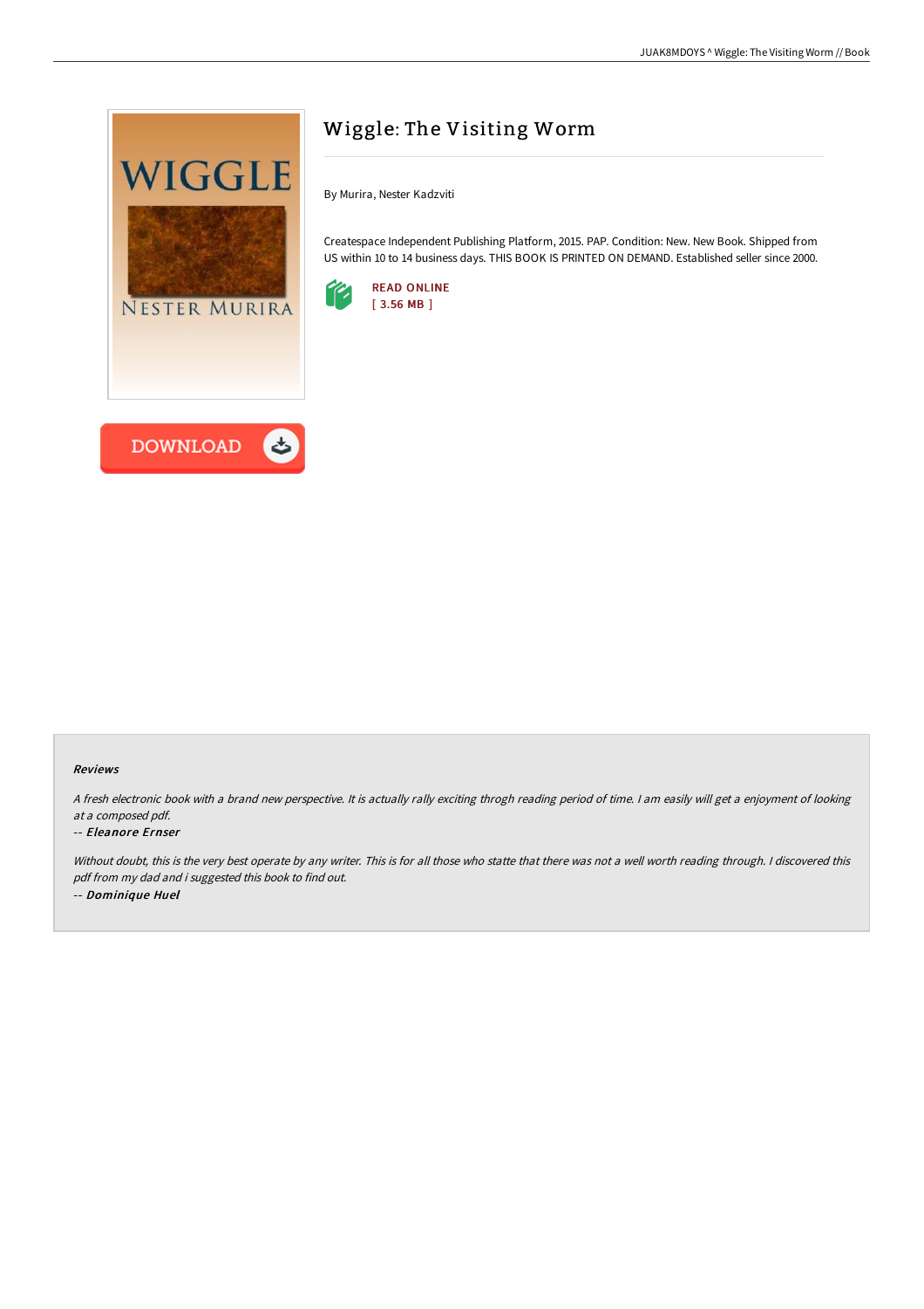# Wiggle: The Visiting Worm

By Murira, Nester Kadzviti

Createspace Independent Publishing Platform, 2015. PAP. Condition: New. New Book. Shipped from US within 10 to 14 business days. THIS BOOK IS PRINTED ON DEMAND. Established seller since 2000.

READ ONLINE
[ 3.56 MB ]

DOWNLOAD

### Reviews

*A fresh electronic book with a brand new perspective. It is actually rally exciting throgh reading period of time. I am easily will get a enjoyment of looking at a composed pdf.*

*-- **Eleanore Ernser***

*Without doubt, this is the very best operate by any writer. This is for all those who statte that there was not a well worth reading through. I discovered this pdf from my dad and i suggested this book to find out.*

*-- **Dominique Huel***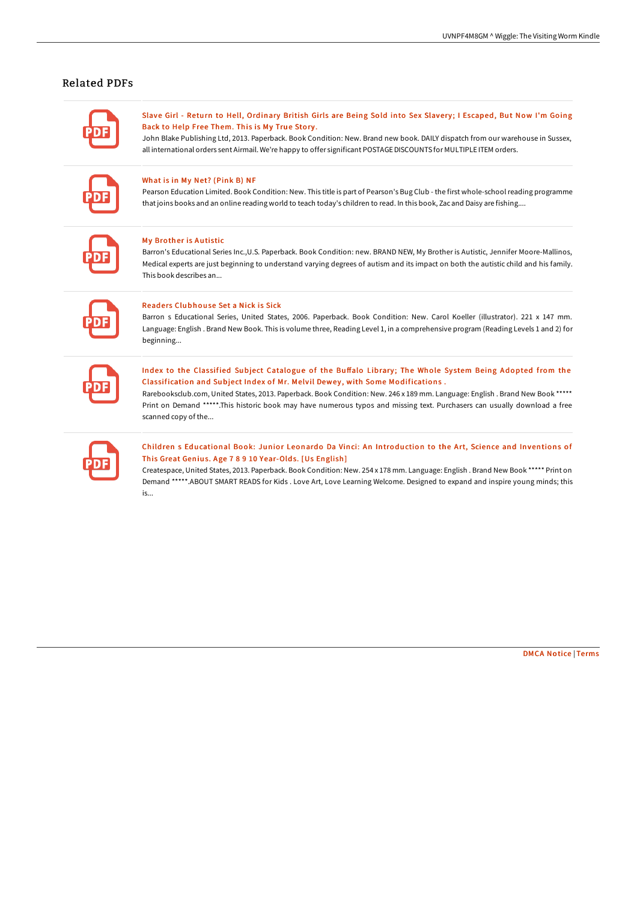## Related PDFs

**Slave Girl - Return to Hell, Ordinary British Girls are Being Sold into Sex Slavery; I Escaped, But Now I'm Going Back to Help Free Them. This is My True Story.**

John Blake Publishing Ltd, 2013. Paperback. Book Condition: New. Brand new book. DAILY dispatch from our warehouse in Sussex, all international orders sent Airmail. We're happy to offer significant POSTAGE DISCOUNTS for MULTIPLE ITEM orders.

**What is in My Net? (Pink B) NF**

Pearson Education Limited. Book Condition: New. This title is part of Pearson's Bug Club - the first whole-school reading programme that joins books and an online reading world to teach today's children to read. In this book, Zac and Daisy are fishing....

**My Brother is Autistic**

Barron's Educational Series Inc.,U.S. Paperback. Book Condition: new. BRAND NEW, My Brother is Autistic, Jennifer Moore-Mallinos, Medical experts are just beginning to understand varying degrees of autism and its impact on both the autistic child and his family. This book describes an...

**Readers Clubhouse Set a Nick is Sick**

Barron s Educational Series, United States, 2006. Paperback. Book Condition: New. Carol Koeller (illustrator). 221 x 147 mm. Language: English . Brand New Book. This is volume three, Reading Level 1, in a comprehensive program (Reading Levels 1 and 2) for beginning...

**Index to the Classified Subject Catalogue of the Buffalo Library; The Whole System Being Adopted from the Classification and Subject Index of Mr. Melvil Dewey, with Some Modifications .**

Rarebooksclub.com, United States, 2013. Paperback. Book Condition: New. 246 x 189 mm. Language: English . Brand New Book ***** Print on Demand *****.This historic book may have numerous typos and missing text. Purchasers can usually download a free scanned copy of the...

**Children s Educational Book: Junior Leonardo Da Vinci: An Introduction to the Art, Science and Inventions of This Great Genius. Age 7 8 9 10 Year-Olds. [Us English]**

Createspace, United States, 2013. Paperback. Book Condition: New. 254 x 178 mm. Language: English . Brand New Book ***** Print on Demand *****.ABOUT SMART READS for Kids . Love Art, Love Learning Welcome. Designed to expand and inspire young minds; this is...

DMCA Notice | Terms